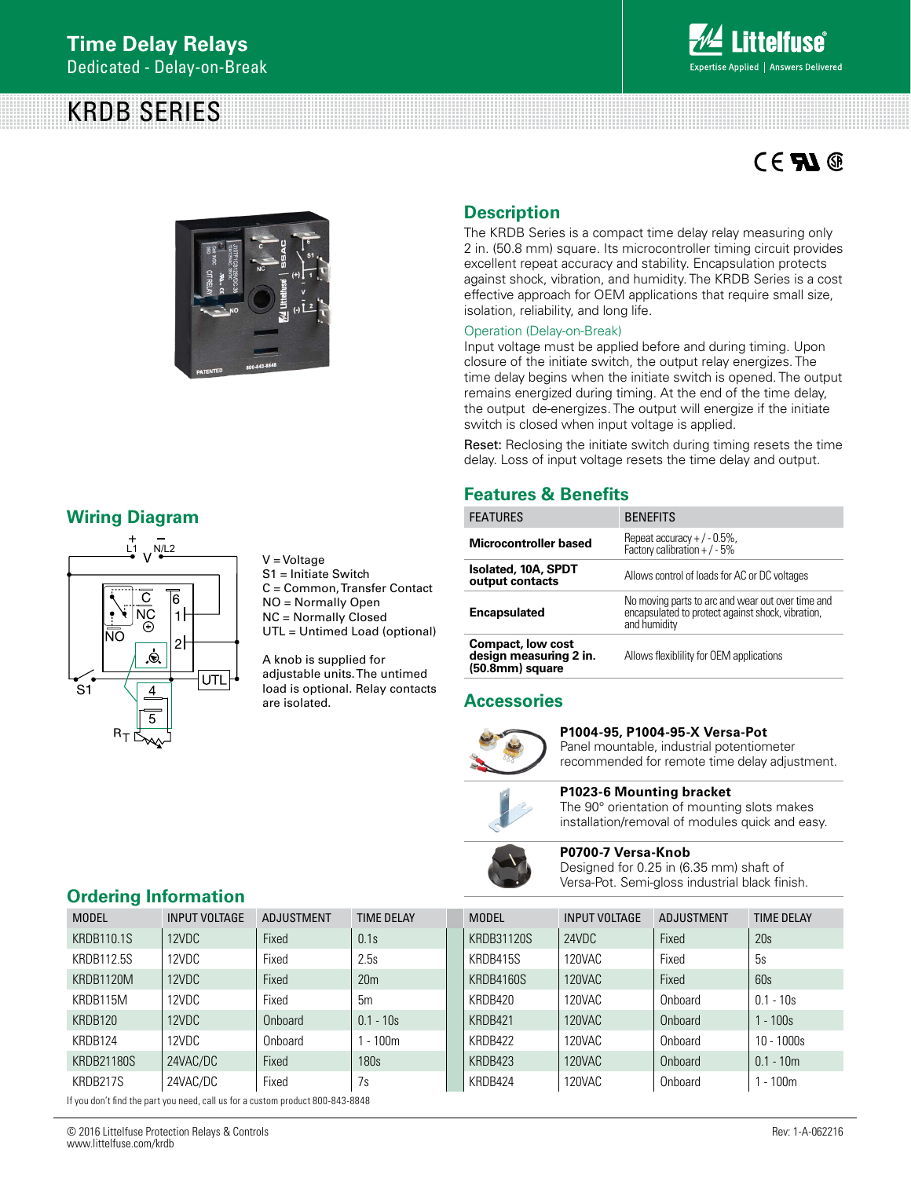# Time Delay Relays

Dedicated - Delay-on-Break

# KRDB SERIES

## Description

The KRDB Series is a compact time delay relay measuring only 2 in. (50.8 mm) square. Its microcontroller timing circuit provides excellent repeat accuracy and stability. Encapsulation protects against shock, vibration, and humidity. The KRDB Series is a cost effective approach for OEM applications that require small size, isolation, reliability, and long life.

### Operation (Delay-on-Break)

Input voltage must be applied before and during timing. Upon closure of the initiate switch, the output relay energizes. The time delay begins when the initiate switch is opened. The output remains energized during timing. At the end of the time delay, the output de-energizes. The output will energize if the initiate switch is closed when input voltage is applied.

Reset: Reclosing the initiate switch during timing resets the time delay. Loss of input voltage resets the time delay and output.

## Wiring Diagram

V = Voltage
S1 = Initiate Switch
C = Common, Transfer Contact
NO = Normally Open
NC = Normally Closed
UTL = Untimed Load (optional)

A knob is supplied for adjustable units. The untimed load is optional. Relay contacts are isolated.

## Features & Benefits

| FEATURES | BENEFITS |
|---|---|
| **Microcontroller based** | Repeat accuracy + / - 0.5%, Factory calibration + / - 5% |
| **Isolated, 10A, SPDT output contacts** | Allows control of loads for AC or DC voltages |
| **Encapsulated** | No moving parts to arc and wear out over time and encapsulated to protect against shock, vibration, and humidity |
| **Compact, low cost design measuring 2 in. (50.8mm) square** | Allows flexiblility for OEM applications |

## Accessories

**P1004-95, P1004-95-X Versa-Pot**
Panel mountable, industrial potentiometer recommended for remote time delay adjustment.

**P1023-6 Mounting bracket**
The 90° orientation of mounting slots makes installation/removal of modules quick and easy.

**P0700-7 Versa-Knob**
Designed for 0.25 in (6.35 mm) shaft of Versa-Pot. Semi-gloss industrial black finish.

## Ordering Information

| MODEL | INPUT VOLTAGE | ADJUSTMENT | TIME DELAY |
|---|---|---|---|
| KRDB110.1S | 12VDC | Fixed | 0.1s |
| KRDB112.5S | 12VDC | Fixed | 2.5s |
| KRDB1120M | 12VDC | Fixed | 20m |
| KRDB115M | 12VDC | Fixed | 5m |
| KRDB120 | 12VDC | Onboard | 0.1 - 10s |
| KRDB124 | 12VDC | Onboard | 1 - 100m |
| KRDB21180S | 24VAC/DC | Fixed | 180s |
| KRDB217S | 24VAC/DC | Fixed | 7s |
| KRDB31120S | 24VDC | Fixed | 20s |
| KRDB415S | 120VAC | Fixed | 5s |
| KRDB4160S | 120VAC | Fixed | 60s |
| KRDB420 | 120VAC | Onboard | 0.1 - 10s |
| KRDB421 | 120VAC | Onboard | 1 - 100s |
| KRDB422 | 120VAC | Onboard | 10 - 1000s |
| KRDB423 | 120VAC | Onboard | 0.1 - 10m |
| KRDB424 | 120VAC | Onboard | 1 - 100m |

If you don't find the part you need, call us for a custom product 800-843-8848

© 2016 Littelfuse Protection Relays & Controls
www.littelfuse.com/krdb

Rev: 1-A-062216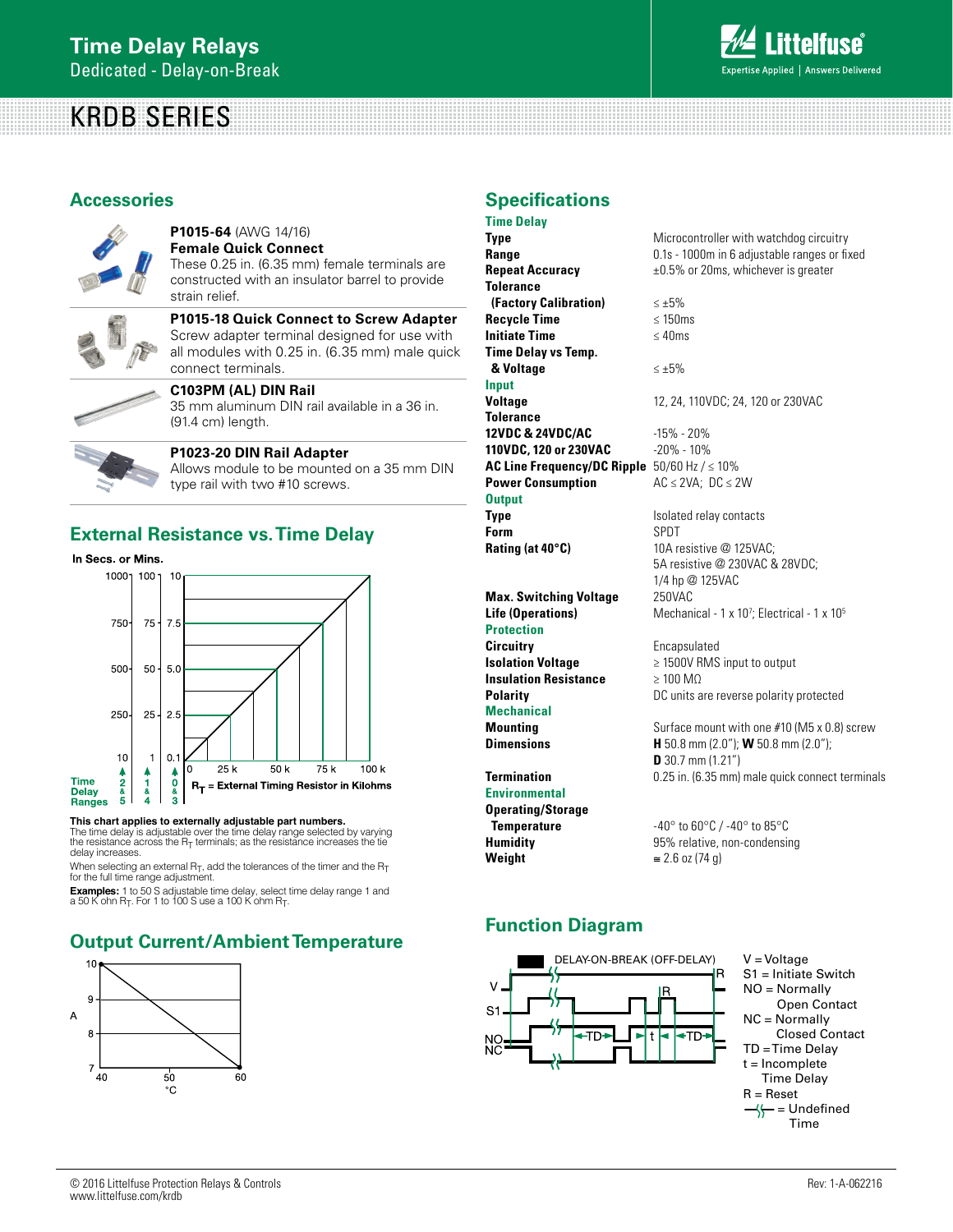# Time Delay Relays

Dedicated - Delay-on-Break

# KRDB SERIES

## Accessories

**P1015-64** (AWG 14/16)
**Female Quick Connect**
These 0.25 in. (6.35 mm) female terminals are constructed with an insulator barrel to provide strain relief.

**P1015-18 Quick Connect to Screw Adapter**
Screw adapter terminal designed for use with all modules with 0.25 in. (6.35 mm) male quick connect terminals.

**C103PM (AL) DIN Rail**
35 mm aluminum DIN rail available in a 36 in. (91.4 cm) length.

**P1023-20 DIN Rail Adapter**
Allows module to be mounted on a 35 mm DIN type rail with two #10 screws.

## External Resistance vs. Time Delay

In Secs. or Mins.

1000 100 10
750 75 7.5
500 50 5.0
250 25 2.5
10 1 0.1

Time Delay Ranges: 2 & 5; 1 & 4; 0 & 3

0 25 k 50 k 75 k 100 k

$R_T$ = External Timing Resistor in Kilohms

**This chart applies to externally adjustable part numbers.**
The time delay is adjustable over the time delay range selected by varying the resistance across the $R_T$ terminals; as the resistance increases the tie delay increases.

When selecting an external $R_T$, add the tolerances of the timer and the $R_T$ for the full time range adjustment.

**Examples:** 1 to 50 S adjustable time delay, select time delay range 1 and a 50 K ohn $R_T$. For 1 to 100 S use a 100 K ohm $R_T$.

## Output Current/Ambient Temperature

10
9
A
8
7
40 50 60
°C

## Specifications

**Time Delay**

| | |
|---|---|
| **Type** | Microcontroller with watchdog circuitry |
| **Range** | 0.1s - 1000m in 6 adjustable ranges or fixed |
| **Repeat Accuracy** | ±0.5% or 20ms, whichever is greater |
| **Tolerance (Factory Calibration)** | ≤ ±5% |
| **Recycle Time** | ≤ 150ms |
| **Initiate Time** | ≤ 40ms |
| **Time Delay vs Temp. & Voltage** | ≤ ±5% |

**Input**

| | |
|---|---|
| **Voltage** | 12, 24, 110VDC; 24, 120 or 230VAC |
| **Tolerance** | |
| **12VDC & 24VDC/AC** | -15% - 20% |
| **110VDC, 120 or 230VAC** | -20% - 10% |
| **AC Line Frequency/DC Ripple** | 50/60 Hz / ≤ 10% |
| **Power Consumption** | AC ≤ 2VA; DC ≤ 2W |

**Output**

| | |
|---|---|
| **Type** | Isolated relay contacts |
| **Form** | SPDT |
| **Rating (at 40°C)** | 10A resistive @ 125VAC; 5A resistive @ 230VAC & 28VDC; 1/4 hp @ 125VAC |
| **Max. Switching Voltage** | 250VAC |
| **Life (Operations)** | Mechanical - 1 x $10^7$; Electrical - 1 x $10^5$ |

**Protection**

| | |
|---|---|
| **Circuitry** | Encapsulated |
| **Isolation Voltage** | ≥ 1500V RMS input to output |
| **Insulation Resistance** | ≥ 100 MΩ |
| **Polarity** | DC units are reverse polarity protected |

**Mechanical**

| | |
|---|---|
| **Mounting** | Surface mount with one #10 (M5 x 0.8) screw |
| **Dimensions** | **H** 50.8 mm (2.0"); **W** 50.8 mm (2.0"); **D** 30.7 mm (1.21") |
| **Termination** | 0.25 in. (6.35 mm) male quick connect terminals |

**Environmental**

| | |
|---|---|
| **Operating/Storage Temperature** | -40° to 60°C / -40° to 85°C |
| **Humidity** | 95% relative, non-condensing |
| **Weight** | ≅ 2.6 oz (74 g) |

## Function Diagram

DELAY-ON-BREAK (OFF-DELAY)

V, S1, NO, NC, TD, t, R

V = Voltage
S1 = Initiate Switch
NO = Normally Open Contact
NC = Normally Closed Contact
TD = Time Delay
t = Incomplete Time Delay
R = Reset
= Undefined Time

© 2016 Littelfuse Protection Relays & Controls
www.littelfuse.com/krdb

Rev: 1-A-062216